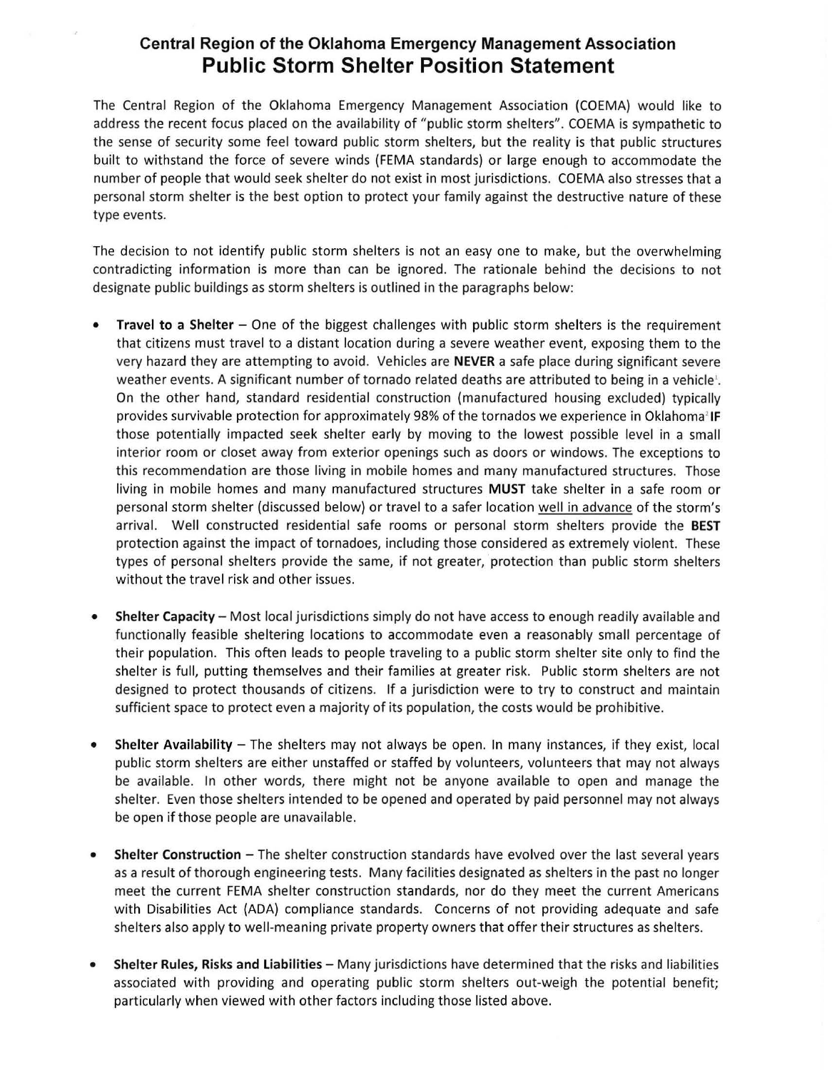## Central Region of the Oklahoma Emergency Management Association

# Public Storm Shelter Position Statement

The Central Region of the Oklahoma Emergency Management Association (COEMA) would like to address the recent focus placed on the availability of "public storm shelters". COEMA is sympathetic to the sense of security some feel toward public storm shelters, but the reality is that public structures built to withstand the force of severe winds (FEMA standards) or large enough to accommodate the number of people that would seek shelter do not exist in most jurisdictions. COEMA also stresses that a personal storm shelter is the best option to protect your family against the destructive nature of these type events.

The decision to not identify public storm shelters is not an easy one to make, but the overwhelming contradicting information is more than can be ignored. The rationale behind the decisions to not designate public buildings as storm shelters is outlined in the paragraphs below:

- **Travel to a Shelter** – One of the biggest challenges with public storm shelters is the requirement that citizens must travel to a distant location during a severe weather event, exposing them to the very hazard they are attempting to avoid. Vehicles are **NEVER** a safe place during significant severe weather events. A significant number of tornado related deaths are attributed to being in a vehicle[1]. On the other hand, standard residential construction (manufactured housing excluded) typically provides survivable protection for approximately 98% of the tornados we experience in Oklahoma[2] **IF** those potentially impacted seek shelter early by moving to the lowest possible level in a small interior room or closet away from exterior openings such as doors or windows. The exceptions to this recommendation are those living in mobile homes and many manufactured structures. Those living in mobile homes and many manufactured structures **MUST** take shelter in a safe room or personal storm shelter (discussed below) or travel to a safer location <u>well in advance</u> of the storm's arrival. Well constructed residential safe rooms or personal storm shelters provide the **BEST** protection against the impact of tornadoes, including those considered as extremely violent. These types of personal shelters provide the same, if not greater, protection than public storm shelters without the travel risk and other issues.

- **Shelter Capacity** – Most local jurisdictions simply do not have access to enough readily available and functionally feasible sheltering locations to accommodate even a reasonably small percentage of their population. This often leads to people traveling to a public storm shelter site only to find the shelter is full, putting themselves and their families at greater risk. Public storm shelters are not designed to protect thousands of citizens. If a jurisdiction were to try to construct and maintain sufficient space to protect even a majority of its population, the costs would be prohibitive.

- **Shelter Availability** – The shelters may not always be open. In many instances, if they exist, local public storm shelters are either unstaffed or staffed by volunteers, volunteers that may not always be available. In other words, there might not be anyone available to open and manage the shelter. Even those shelters intended to be opened and operated by paid personnel may not always be open if those people are unavailable.

- **Shelter Construction** – The shelter construction standards have evolved over the last several years as a result of thorough engineering tests. Many facilities designated as shelters in the past no longer meet the current FEMA shelter construction standards, nor do they meet the current Americans with Disabilities Act (ADA) compliance standards. Concerns of not providing adequate and safe shelters also apply to well-meaning private property owners that offer their structures as shelters.

- **Shelter Rules, Risks and Liabilities** – Many jurisdictions have determined that the risks and liabilities associated with providing and operating public storm shelters out-weigh the potential benefit; particularly when viewed with other factors including those listed above.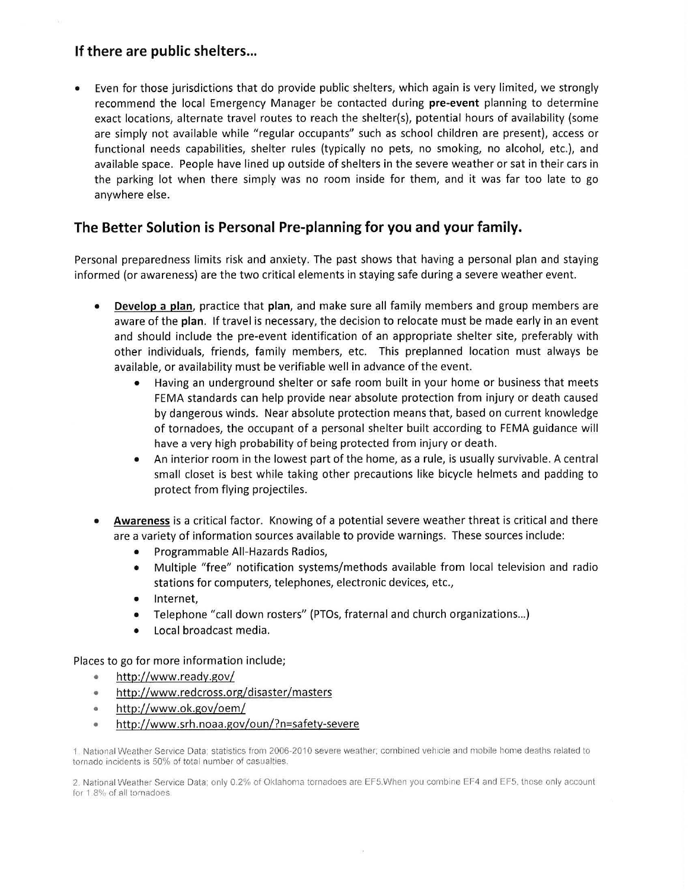## If there are public shelters…

- Even for those jurisdictions that do provide public shelters, which again is very limited, we strongly recommend the local Emergency Manager be contacted during **pre-event** planning to determine exact locations, alternate travel routes to reach the shelter(s), potential hours of availability (some are simply not available while "regular occupants" such as school children are present), access or functional needs capabilities, shelter rules (typically no pets, no smoking, no alcohol, etc.), and available space. People have lined up outside of shelters in the severe weather or sat in their cars in the parking lot when there simply was no room inside for them, and it was far too late to go anywhere else.

## The Better Solution is Personal Pre-planning for you and your family.

Personal preparedness limits risk and anxiety. The past shows that having a personal plan and staying informed (or awareness) are the two critical elements in staying safe during a severe weather event.

- **Develop a plan**, practice that **plan**, and make sure all family members and group members are aware of the **plan**. If travel is necessary, the decision to relocate must be made early in an event and should include the pre-event identification of an appropriate shelter site, preferably with other individuals, friends, family members, etc. This preplanned location must always be available, or availability must be verifiable well in advance of the event.
  - Having an underground shelter or safe room built in your home or business that meets FEMA standards can help provide near absolute protection from injury or death caused by dangerous winds. Near absolute protection means that, based on current knowledge of tornadoes, the occupant of a personal shelter built according to FEMA guidance will have a very high probability of being protected from injury or death.
  - An interior room in the lowest part of the home, as a rule, is usually survivable. A central small closet is best while taking other precautions like bicycle helmets and padding to protect from flying projectiles.

- **Awareness** is a critical factor. Knowing of a potential severe weather threat is critical and there are a variety of information sources available to provide warnings. These sources include:
  - Programmable All-Hazards Radios,
  - Multiple "free" notification systems/methods available from local television and radio stations for computers, telephones, electronic devices, etc.,
  - Internet,
  - Telephone "call down rosters" (PTOs, fraternal and church organizations…)
  - Local broadcast media.

Places to go for more information include;

- http://www.ready.gov/
- http://www.redcross.org/disaster/masters
- http://www.ok.gov/oem/
- http://www.srh.noaa.gov/oun/?n=safety-severe

1. National Weather Service Data; statistics from 2006-2010 severe weather; combined vehicle and mobile home deaths related to tornado incidents is 50% of total number of casualties.

2. National Weather Service Data; only 0.2% of Oklahoma tornadoes are EF5.When you combine EF4 and EF5, those only account for 1.8% of all tornadoes.